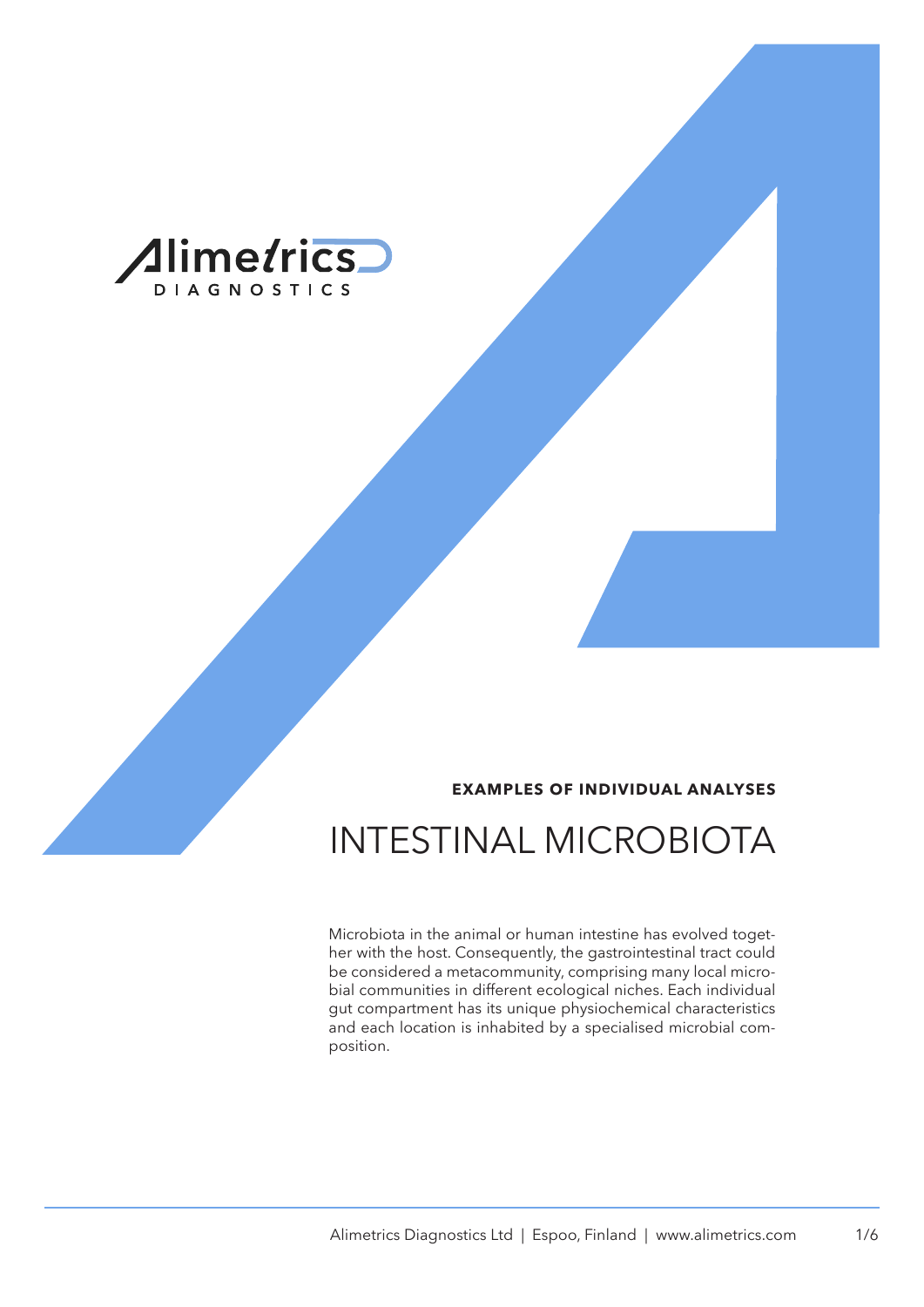Alimetrics DIAGNOSTICS

**EXAMPLES OF INDIVIDUAL ANALYSES**

# INTESTINAL MICROBIOTA

Microbiota in the animal or human intestine has evolved together with the host. Consequently, the gastrointestinal tract could be considered a metacommunity, comprising many local microbial communities in different ecological niches. Each individual gut compartment has its unique physiochemical characteristics and each location is inhabited by a specialised microbial composition.

Alimetrics Diagnostics Ltd | Espoo, Finland | www.alimetrics.com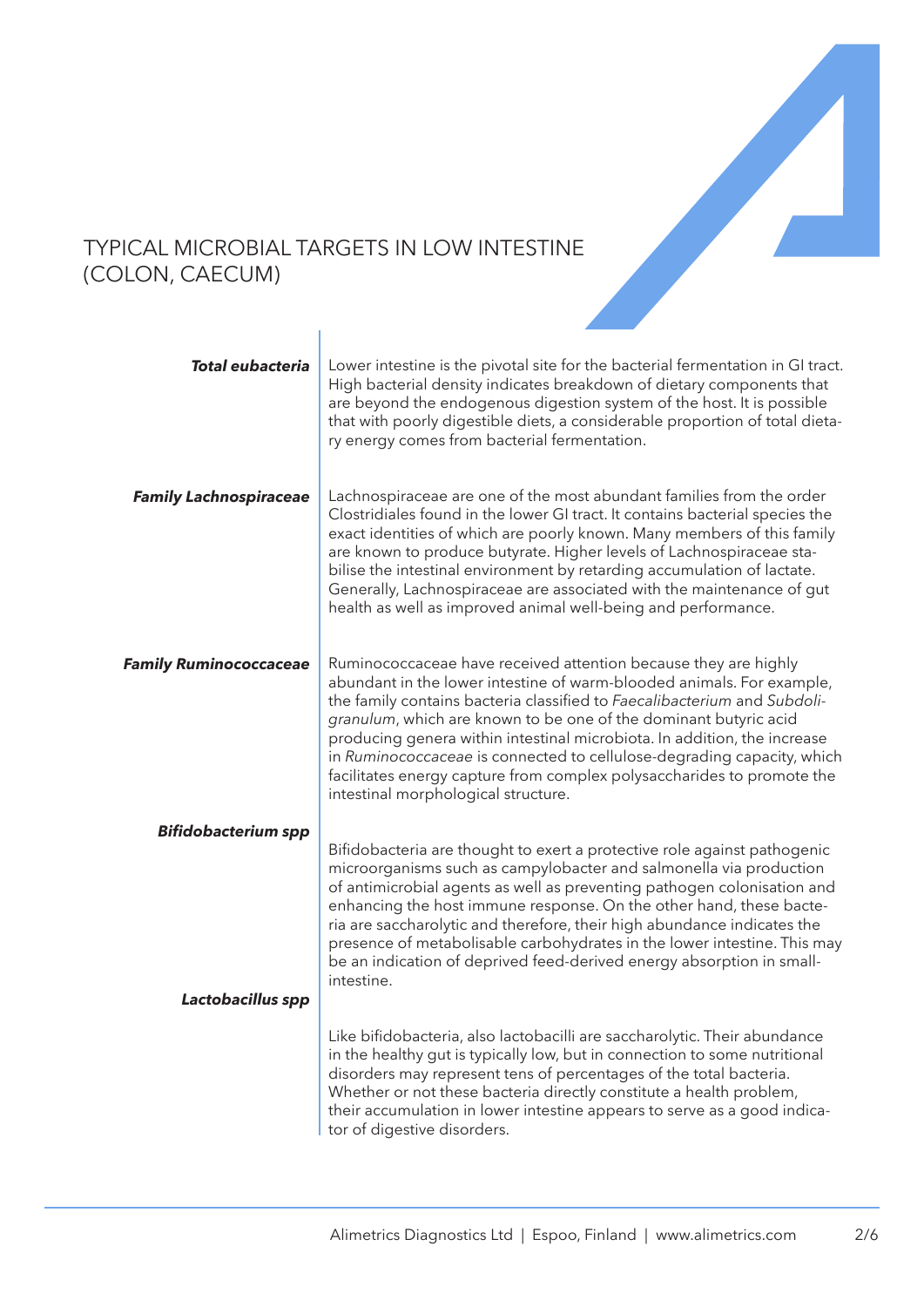# TYPICAL MICROBIAL TARGETS IN LOW INTESTINE (COLON, CAECUM)

***Total eubacteria***

Lower intestine is the pivotal site for the bacterial fermentation in GI tract. High bacterial density indicates breakdown of dietary components that are beyond the endogenous digestion system of the host. It is possible that with poorly digestible diets, a considerable proportion of total dietary energy comes from bacterial fermentation.

***Family Lachnospiraceae***

Lachnospiraceae are one of the most abundant families from the order Clostridiales found in the lower GI tract. It contains bacterial species the exact identities of which are poorly known. Many members of this family are known to produce butyrate. Higher levels of Lachnospiraceae stabilise the intestinal environment by retarding accumulation of lactate. Generally, Lachnospiraceae are associated with the maintenance of gut health as well as improved animal well-being and performance.

***Family Ruminococcaceae***

Ruminococcaceae have received attention because they are highly abundant in the lower intestine of warm-blooded animals. For example, the family contains bacteria classified to *Faecalibacterium* and *Subdoligranulum*, which are known to be one of the dominant butyric acid producing genera within intestinal microbiota. In addition, the increase in *Ruminococcaceae* is connected to cellulose-degrading capacity, which facilitates energy capture from complex polysaccharides to promote the intestinal morphological structure.

***Bifidobacterium spp***

Bifidobacteria are thought to exert a protective role against pathogenic microorganisms such as campylobacter and salmonella via production of antimicrobial agents as well as preventing pathogen colonisation and enhancing the host immune response. On the other hand, these bacteria are saccharolytic and therefore, their high abundance indicates the presence of metabolisable carbohydrates in the lower intestine. This may be an indication of deprived feed-derived energy absorption in small-intestine.

***Lactobacillus spp***

Like bifidobacteria, also lactobacilli are saccharolytic. Their abundance in the healthy gut is typically low, but in connection to some nutritional disorders may represent tens of percentages of the total bacteria. Whether or not these bacteria directly constitute a health problem, their accumulation in lower intestine appears to serve as a good indicator of digestive disorders.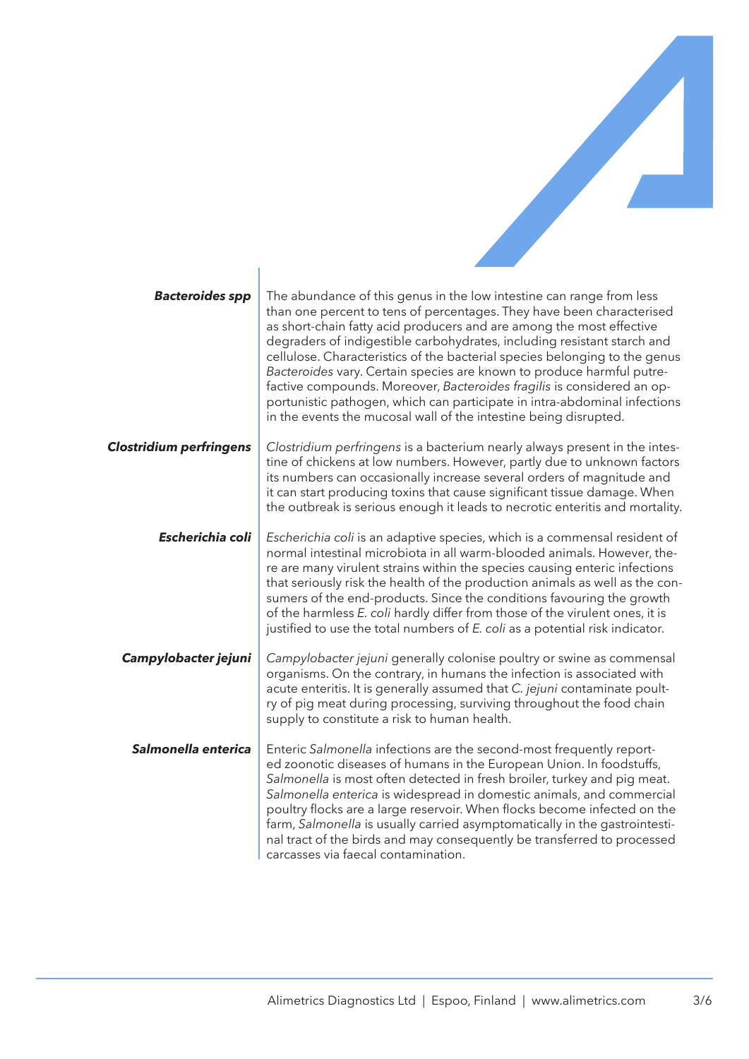**Bacteroides spp**

The abundance of this genus in the low intestine can range from less than one percent to tens of percentages. They have been characterised as short-chain fatty acid producers and are among the most effective degraders of indigestible carbohydrates, including resistant starch and cellulose. Characteristics of the bacterial species belonging to the genus *Bacteroides* vary. Certain species are known to produce harmful putrefactive compounds. Moreover, *Bacteroides fragilis* is considered an opportunistic pathogen, which can participate in intra-abdominal infections in the events the mucosal wall of the intestine being disrupted.

**Clostridium perfringens**

*Clostridium perfringens* is a bacterium nearly always present in the intestine of chickens at low numbers. However, partly due to unknown factors its numbers can occasionally increase several orders of magnitude and it can start producing toxins that cause significant tissue damage. When the outbreak is serious enough it leads to necrotic enteritis and mortality.

**Escherichia coli**

*Escherichia coli* is an adaptive species, which is a commensal resident of normal intestinal microbiota in all warm-blooded animals. However, there are many virulent strains within the species causing enteric infections that seriously risk the health of the production animals as well as the consumers of the end-products. Since the conditions favouring the growth of the harmless *E. coli* hardly differ from those of the virulent ones, it is justified to use the total numbers of *E. coli* as a potential risk indicator.

**Campylobacter jejuni**

*Campylobacter jejuni* generally colonise poultry or swine as commensal organisms. On the contrary, in humans the infection is associated with acute enteritis. It is generally assumed that *C. jejuni* contaminate poultry of pig meat during processing, surviving throughout the food chain supply to constitute a risk to human health.

**Salmonella enterica**

Enteric *Salmonella* infections are the second-most frequently reported zoonotic diseases of humans in the European Union. In foodstuffs, *Salmonella* is most often detected in fresh broiler, turkey and pig meat. *Salmonella enterica* is widespread in domestic animals, and commercial poultry flocks are a large reservoir. When flocks become infected on the farm, *Salmonella* is usually carried asymptomatically in the gastrointestinal tract of the birds and may consequently be transferred to processed carcasses via faecal contamination.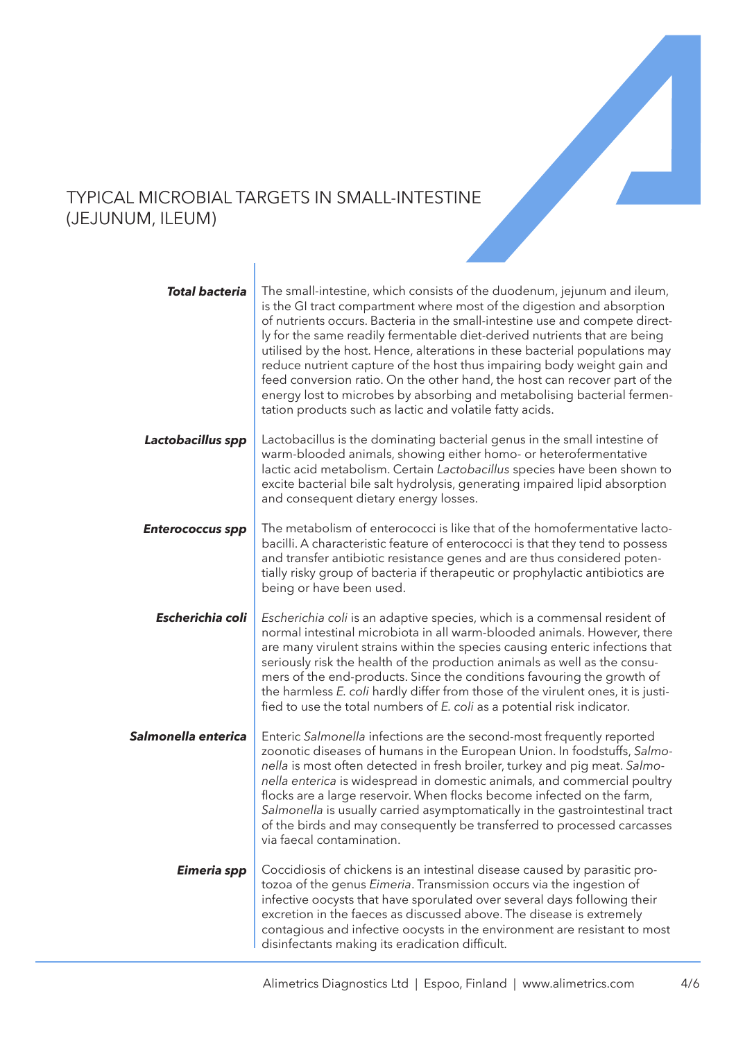# TYPICAL MICROBIAL TARGETS IN SMALL-INTESTINE (JEJUNUM, ILEUM)

***Total bacteria***

The small-intestine, which consists of the duodenum, jejunum and ileum, is the GI tract compartment where most of the digestion and absorption of nutrients occurs. Bacteria in the small-intestine use and compete directly for the same readily fermentable diet-derived nutrients that are being utilised by the host. Hence, alterations in these bacterial populations may reduce nutrient capture of the host thus impairing body weight gain and feed conversion ratio. On the other hand, the host can recover part of the energy lost to microbes by absorbing and metabolising bacterial fermentation products such as lactic and volatile fatty acids.

***Lactobacillus spp***

Lactobacillus is the dominating bacterial genus in the small intestine of warm-blooded animals, showing either homo- or heterofermentative lactic acid metabolism. Certain *Lactobacillus* species have been shown to excite bacterial bile salt hydrolysis, generating impaired lipid absorption and consequent dietary energy losses.

***Enterococcus spp***

The metabolism of enterococci is like that of the homofermentative lactobacilli. A characteristic feature of enterococci is that they tend to possess and transfer antibiotic resistance genes and are thus considered potentially risky group of bacteria if therapeutic or prophylactic antibiotics are being or have been used.

***Escherichia coli***

*Escherichia coli* is an adaptive species, which is a commensal resident of normal intestinal microbiota in all warm-blooded animals. However, there are many virulent strains within the species causing enteric infections that seriously risk the health of the production animals as well as the consumers of the end-products. Since the conditions favouring the growth of the harmless *E. coli* hardly differ from those of the virulent ones, it is justified to use the total numbers of *E. coli* as a potential risk indicator.

***Salmonella enterica***

Enteric *Salmonella* infections are the second-most frequently reported zoonotic diseases of humans in the European Union. In foodstuffs, *Salmonella* is most often detected in fresh broiler, turkey and pig meat. *Salmonella enterica* is widespread in domestic animals, and commercial poultry flocks are a large reservoir. When flocks become infected on the farm, *Salmonella* is usually carried asymptomatically in the gastrointestinal tract of the birds and may consequently be transferred to processed carcasses via faecal contamination.

***Eimeria spp***

Coccidiosis of chickens is an intestinal disease caused by parasitic protozoa of the genus *Eimeria*. Transmission occurs via the ingestion of infective oocysts that have sporulated over several days following their excretion in the faeces as discussed above. The disease is extremely contagious and infective oocysts in the environment are resistant to most disinfectants making its eradication difficult.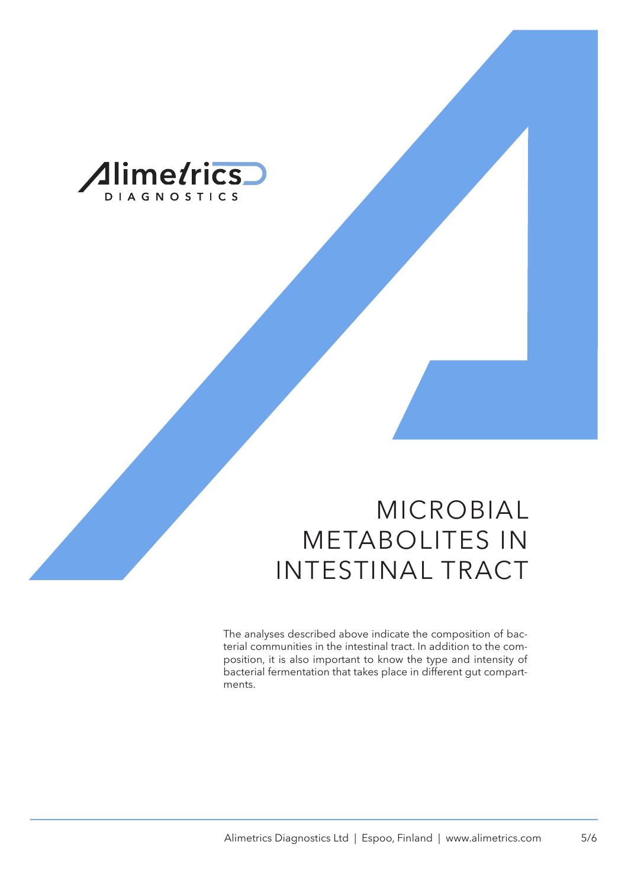# MICROBIAL METABOLITES IN INTESTINAL TRACT

The analyses described above indicate the composition of bacterial communities in the intestinal tract. In addition to the composition, it is also important to know the type and intensity of bacterial fermentation that takes place in different gut compartments.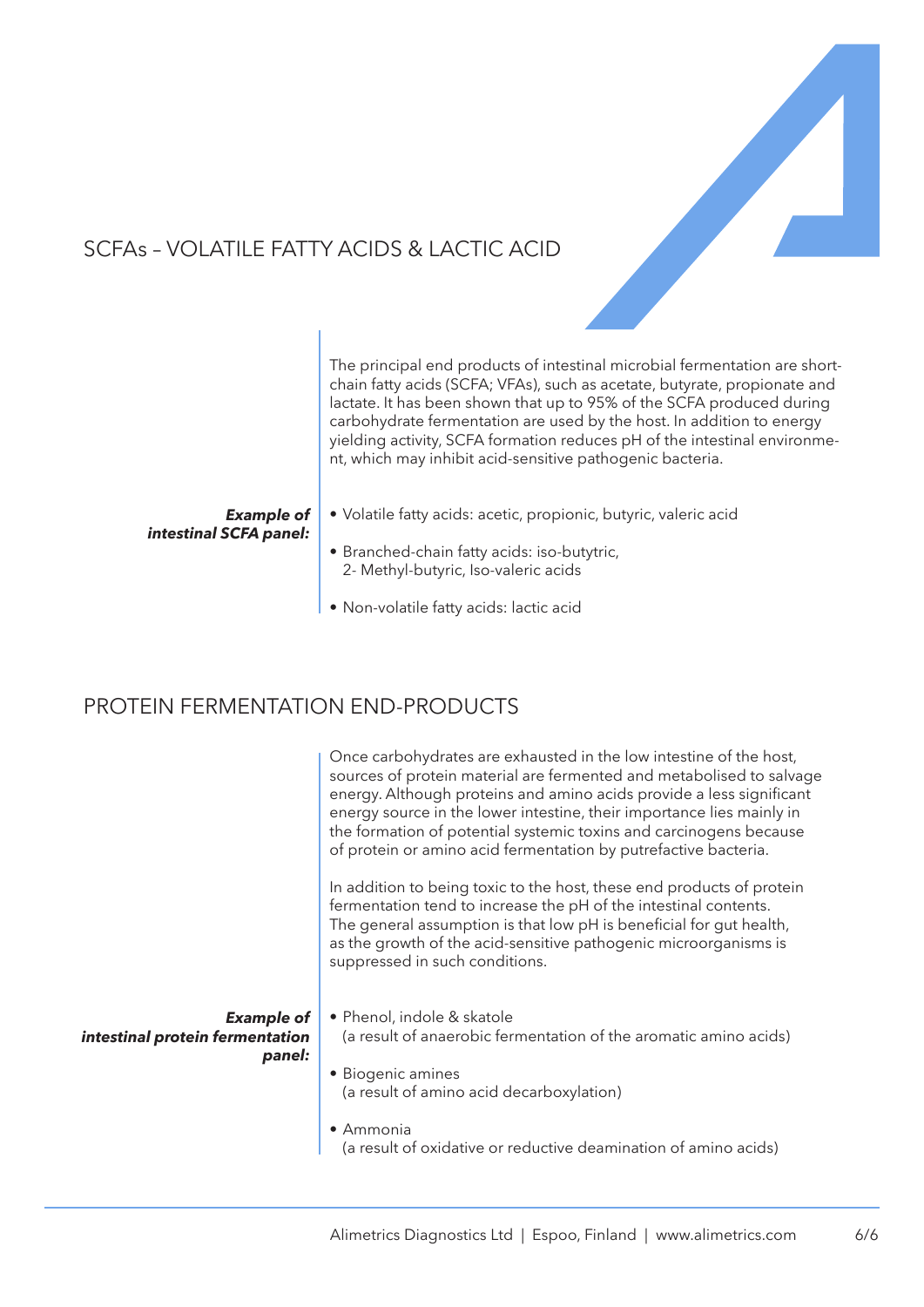## SCFAs – VOLATILE FATTY ACIDS & LACTIC ACID

The principal end products of intestinal microbial fermentation are short-chain fatty acids (SCFA; VFAs), such as acetate, butyrate, propionate and lactate. It has been shown that up to 95% of the SCFA produced during carbohydrate fermentation are used by the host. In addition to energy yielding activity, SCFA formation reduces pH of the intestinal environment, which may inhibit acid-sensitive pathogenic bacteria.

***Example of intestinal SCFA panel:***

- Volatile fatty acids: acetic, propionic, butyric, valeric acid
- Branched-chain fatty acids: iso-butytric, 2- Methyl-butyric, Iso-valeric acids
- Non-volatile fatty acids: lactic acid

## PROTEIN FERMENTATION END-PRODUCTS

Once carbohydrates are exhausted in the low intestine of the host, sources of protein material are fermented and metabolised to salvage energy. Although proteins and amino acids provide a less significant energy source in the lower intestine, their importance lies mainly in the formation of potential systemic toxins and carcinogens because of protein or amino acid fermentation by putrefactive bacteria.

In addition to being toxic to the host, these end products of protein fermentation tend to increase the pH of the intestinal contents. The general assumption is that low pH is beneficial for gut health, as the growth of the acid-sensitive pathogenic microorganisms is suppressed in such conditions.

***Example of intestinal protein fermentation panel:***

- Phenol, indole & skatole
  (a result of anaerobic fermentation of the aromatic amino acids)
- Biogenic amines
  (a result of amino acid decarboxylation)
- Ammonia
  (a result of oxidative or reductive deamination of amino acids)

Alimetrics Diagnostics Ltd | Espoo, Finland | www.alimetrics.com